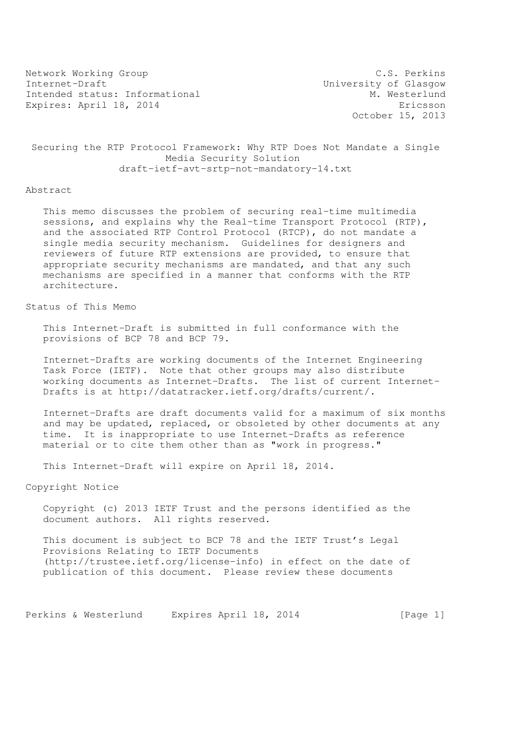Network Working Group C.S. Perkins
Internet-Draft University of Glasgow
Intended status: Informational M. Westerlund
Expires: April 18, 2014 Ericsson
October 15, 2013

# Securing the RTP Protocol Framework: Why RTP Does Not Mandate a Single Media Security Solution

draft-ietf-avt-srtp-not-mandatory-14.txt

## Abstract

This memo discusses the problem of securing real-time multimedia sessions, and explains why the Real-time Transport Protocol (RTP), and the associated RTP Control Protocol (RTCP), do not mandate a single media security mechanism. Guidelines for designers and reviewers of future RTP extensions are provided, to ensure that appropriate security mechanisms are mandated, and that any such mechanisms are specified in a manner that conforms with the RTP architecture.

## Status of This Memo

This Internet-Draft is submitted in full conformance with the provisions of BCP 78 and BCP 79.

Internet-Drafts are working documents of the Internet Engineering Task Force (IETF). Note that other groups may also distribute working documents as Internet-Drafts. The list of current Internet-Drafts is at http://datatracker.ietf.org/drafts/current/.

Internet-Drafts are draft documents valid for a maximum of six months and may be updated, replaced, or obsoleted by other documents at any time. It is inappropriate to use Internet-Drafts as reference material or to cite them other than as "work in progress."

This Internet-Draft will expire on April 18, 2014.

## Copyright Notice

Copyright (c) 2013 IETF Trust and the persons identified as the document authors. All rights reserved.

This document is subject to BCP 78 and the IETF Trust's Legal Provisions Relating to IETF Documents (http://trustee.ietf.org/license-info) in effect on the date of publication of this document. Please review these documents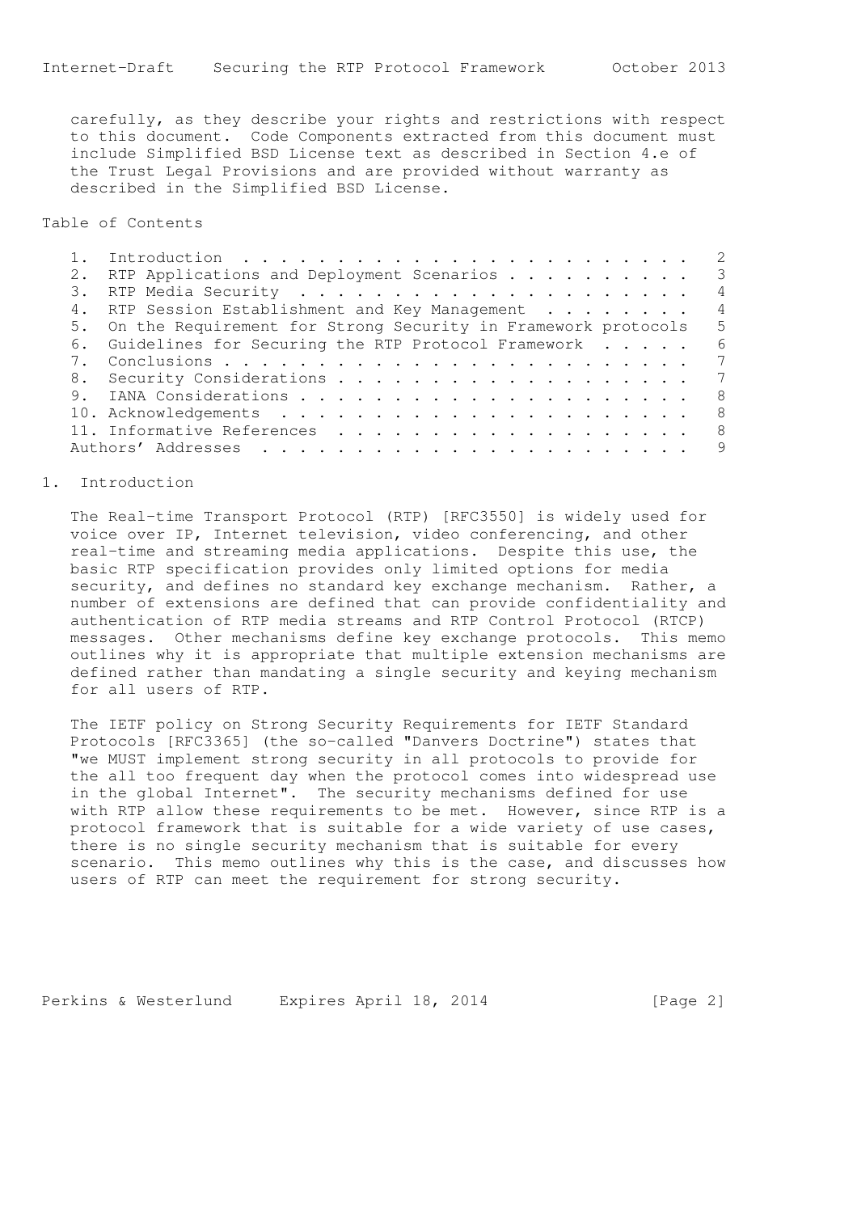carefully, as they describe your rights and restrictions with respect to this document. Code Components extracted from this document must include Simplified BSD License text as described in Section 4.e of the Trust Legal Provisions and are provided without warranty as described in the Simplified BSD License.

## Table of Contents

```
   1.  Introduction . . . . . . . . . . . . . . . . . . . . . . . .   2
   2.  RTP Applications and Deployment Scenarios . . . . . . . . . .   3
   3.  RTP Media Security  . . . . . . . . . . . . . . . . . . . . .   4
   4.  RTP Session Establishment and Key Management  . . . . . . . .   4
   5.  On the Requirement for Strong Security in Framework protocols   5
   6.  Guidelines for Securing the RTP Protocol Framework  . . . . .   6
   7.  Conclusions . . . . . . . . . . . . . . . . . . . . . . . . .   7
   8.  Security Considerations . . . . . . . . . . . . . . . . . . .   7
   9.  IANA Considerations . . . . . . . . . . . . . . . . . . . . .   8
   10. Acknowledgements  . . . . . . . . . . . . . . . . . . . . . .   8
   11. Informative References  . . . . . . . . . . . . . . . . . . .   8
   Authors' Addresses  . . . . . . . . . . . . . . . . . . . . . . .   9
```

## 1. Introduction

The Real-time Transport Protocol (RTP) [RFC3550] is widely used for voice over IP, Internet television, video conferencing, and other real-time and streaming media applications. Despite this use, the basic RTP specification provides only limited options for media security, and defines no standard key exchange mechanism. Rather, a number of extensions are defined that can provide confidentiality and authentication of RTP media streams and RTP Control Protocol (RTCP) messages. Other mechanisms define key exchange protocols. This memo outlines why it is appropriate that multiple extension mechanisms are defined rather than mandating a single security and keying mechanism for all users of RTP.

The IETF policy on Strong Security Requirements for IETF Standard Protocols [RFC3365] (the so-called "Danvers Doctrine") states that "we MUST implement strong security in all protocols to provide for the all too frequent day when the protocol comes into widespread use in the global Internet". The security mechanisms defined for use with RTP allow these requirements to be met. However, since RTP is a protocol framework that is suitable for a wide variety of use cases, there is no single security mechanism that is suitable for every scenario. This memo outlines why this is the case, and discusses how users of RTP can meet the requirement for strong security.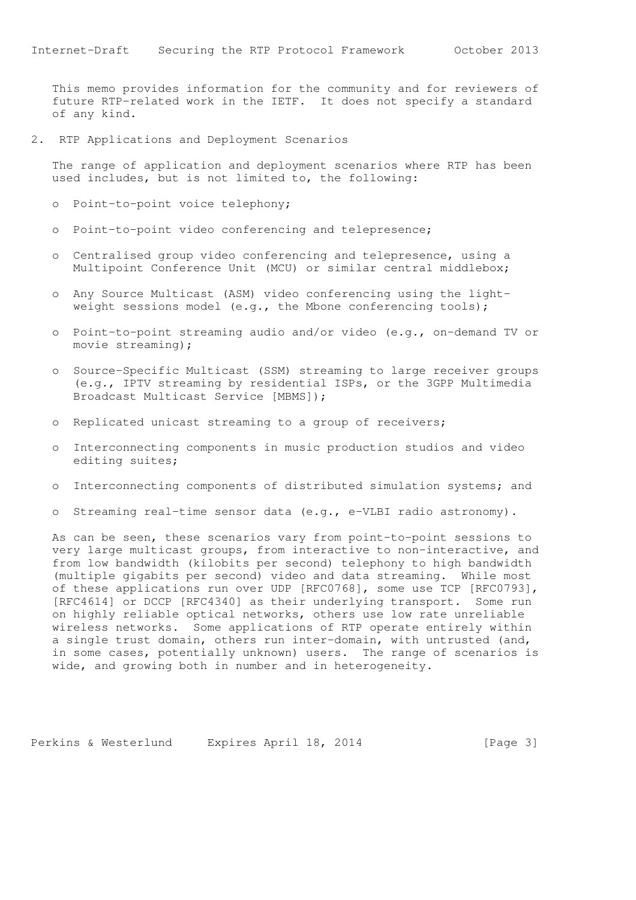This memo provides information for the community and for reviewers of future RTP-related work in the IETF. It does not specify a standard of any kind.

## 2. RTP Applications and Deployment Scenarios

The range of application and deployment scenarios where RTP has been used includes, but is not limited to, the following:

- Point-to-point voice telephony;
- Point-to-point video conferencing and telepresence;
- Centralised group video conferencing and telepresence, using a Multipoint Conference Unit (MCU) or similar central middlebox;
- Any Source Multicast (ASM) video conferencing using the light-weight sessions model (e.g., the Mbone conferencing tools);
- Point-to-point streaming audio and/or video (e.g., on-demand TV or movie streaming);
- Source-Specific Multicast (SSM) streaming to large receiver groups (e.g., IPTV streaming by residential ISPs, or the 3GPP Multimedia Broadcast Multicast Service [MBMS]);
- Replicated unicast streaming to a group of receivers;
- Interconnecting components in music production studios and video editing suites;
- Interconnecting components of distributed simulation systems; and
- Streaming real-time sensor data (e.g., e-VLBI radio astronomy).

As can be seen, these scenarios vary from point-to-point sessions to very large multicast groups, from interactive to non-interactive, and from low bandwidth (kilobits per second) telephony to high bandwidth (multiple gigabits per second) video and data streaming. While most of these applications run over UDP [RFC0768], some use TCP [RFC0793], [RFC4614] or DCCP [RFC4340] as their underlying transport. Some run on highly reliable optical networks, others use low rate unreliable wireless networks. Some applications of RTP operate entirely within a single trust domain, others run inter-domain, with untrusted (and, in some cases, potentially unknown) users. The range of scenarios is wide, and growing both in number and in heterogeneity.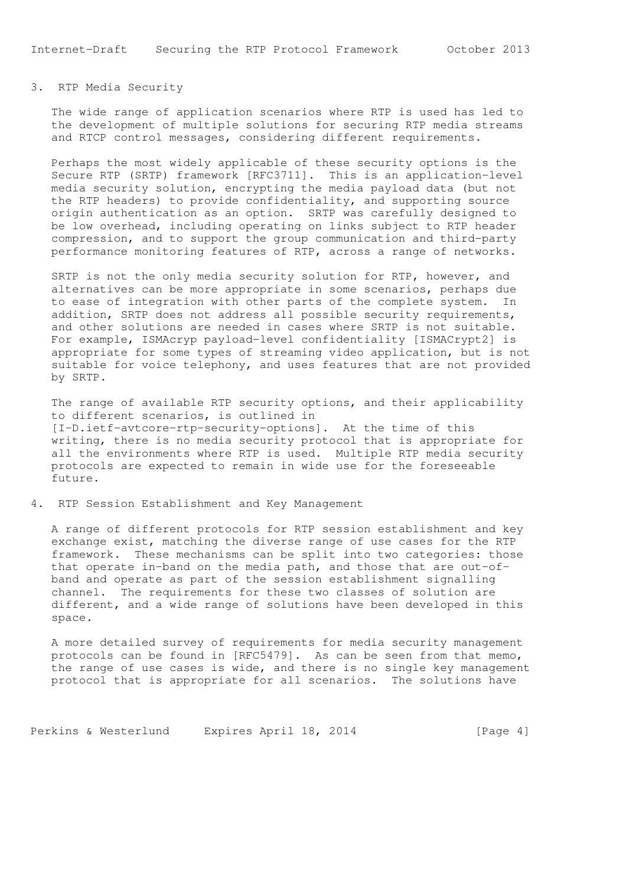## 3. RTP Media Security

The wide range of application scenarios where RTP is used has led to the development of multiple solutions for securing RTP media streams and RTCP control messages, considering different requirements.

Perhaps the most widely applicable of these security options is the Secure RTP (SRTP) framework [RFC3711]. This is an application-level media security solution, encrypting the media payload data (but not the RTP headers) to provide confidentiality, and supporting source origin authentication as an option. SRTP was carefully designed to be low overhead, including operating on links subject to RTP header compression, and to support the group communication and third-party performance monitoring features of RTP, across a range of networks.

SRTP is not the only media security solution for RTP, however, and alternatives can be more appropriate in some scenarios, perhaps due to ease of integration with other parts of the complete system. In addition, SRTP does not address all possible security requirements, and other solutions are needed in cases where SRTP is not suitable. For example, ISMAcryp payload-level confidentiality [ISMACrypt2] is appropriate for some types of streaming video application, but is not suitable for voice telephony, and uses features that are not provided by SRTP.

The range of available RTP security options, and their applicability to different scenarios, is outlined in [I-D.ietf-avtcore-rtp-security-options]. At the time of this writing, there is no media security protocol that is appropriate for all the environments where RTP is used. Multiple RTP media security protocols are expected to remain in wide use for the foreseeable future.

## 4. RTP Session Establishment and Key Management

A range of different protocols for RTP session establishment and key exchange exist, matching the diverse range of use cases for the RTP framework. These mechanisms can be split into two categories: those that operate in-band on the media path, and those that are out-of-band and operate as part of the session establishment signalling channel. The requirements for these two classes of solution are different, and a wide range of solutions have been developed in this space.

A more detailed survey of requirements for media security management protocols can be found in [RFC5479]. As can be seen from that memo, the range of use cases is wide, and there is no single key management protocol that is appropriate for all scenarios. The solutions have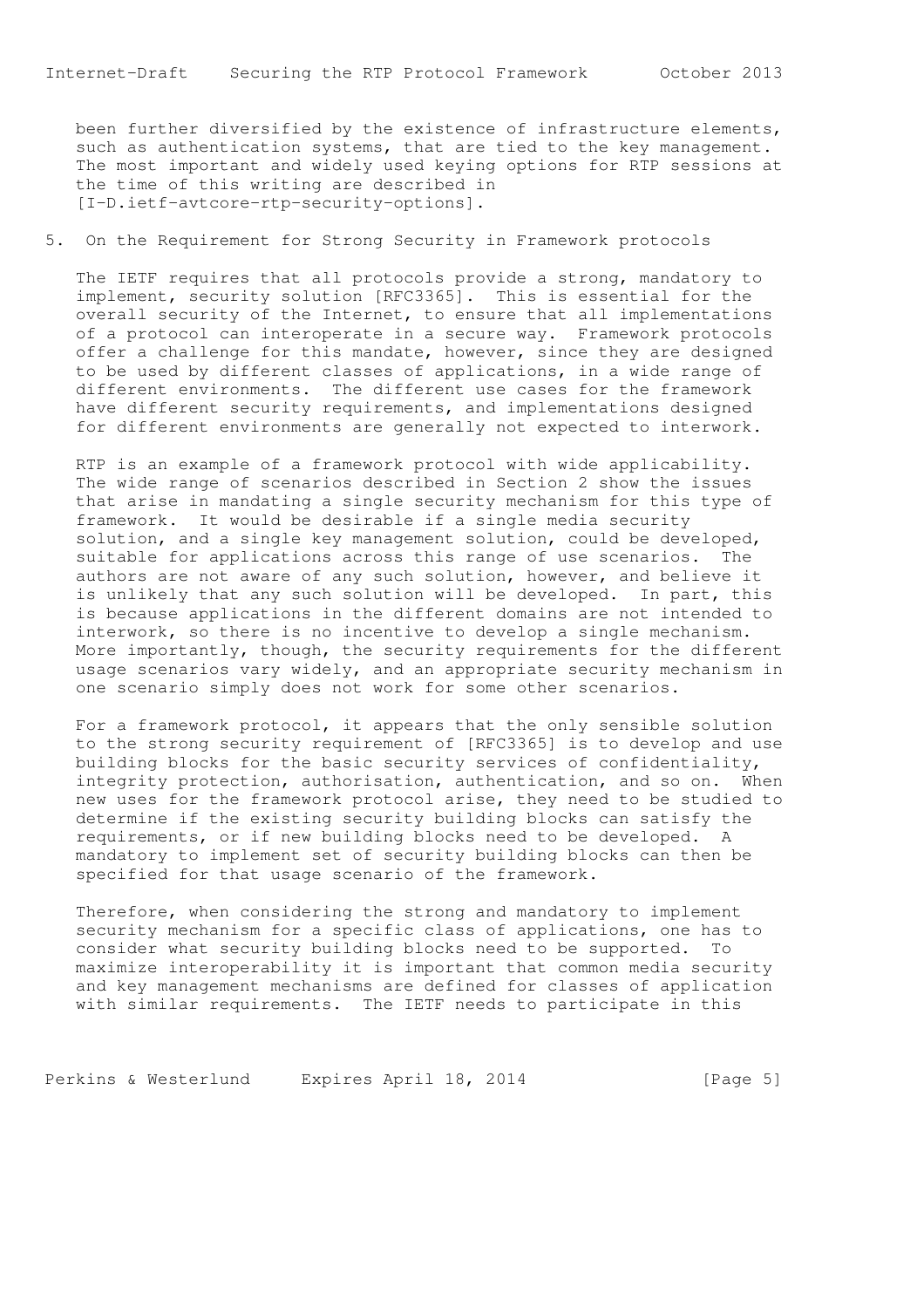been further diversified by the existence of infrastructure elements, such as authentication systems, that are tied to the key management. The most important and widely used keying options for RTP sessions at the time of this writing are described in [I-D.ietf-avtcore-rtp-security-options].

## 5. On the Requirement for Strong Security in Framework protocols

The IETF requires that all protocols provide a strong, mandatory to implement, security solution [RFC3365]. This is essential for the overall security of the Internet, to ensure that all implementations of a protocol can interoperate in a secure way. Framework protocols offer a challenge for this mandate, however, since they are designed to be used by different classes of applications, in a wide range of different environments. The different use cases for the framework have different security requirements, and implementations designed for different environments are generally not expected to interwork.

RTP is an example of a framework protocol with wide applicability. The wide range of scenarios described in Section 2 show the issues that arise in mandating a single security mechanism for this type of framework. It would be desirable if a single media security solution, and a single key management solution, could be developed, suitable for applications across this range of use scenarios. The authors are not aware of any such solution, however, and believe it is unlikely that any such solution will be developed. In part, this is because applications in the different domains are not intended to interwork, so there is no incentive to develop a single mechanism. More importantly, though, the security requirements for the different usage scenarios vary widely, and an appropriate security mechanism in one scenario simply does not work for some other scenarios.

For a framework protocol, it appears that the only sensible solution to the strong security requirement of [RFC3365] is to develop and use building blocks for the basic security services of confidentiality, integrity protection, authorisation, authentication, and so on. When new uses for the framework protocol arise, they need to be studied to determine if the existing security building blocks can satisfy the requirements, or if new building blocks need to be developed. A mandatory to implement set of security building blocks can then be specified for that usage scenario of the framework.

Therefore, when considering the strong and mandatory to implement security mechanism for a specific class of applications, one has to consider what security building blocks need to be supported. To maximize interoperability it is important that common media security and key management mechanisms are defined for classes of application with similar requirements. The IETF needs to participate in this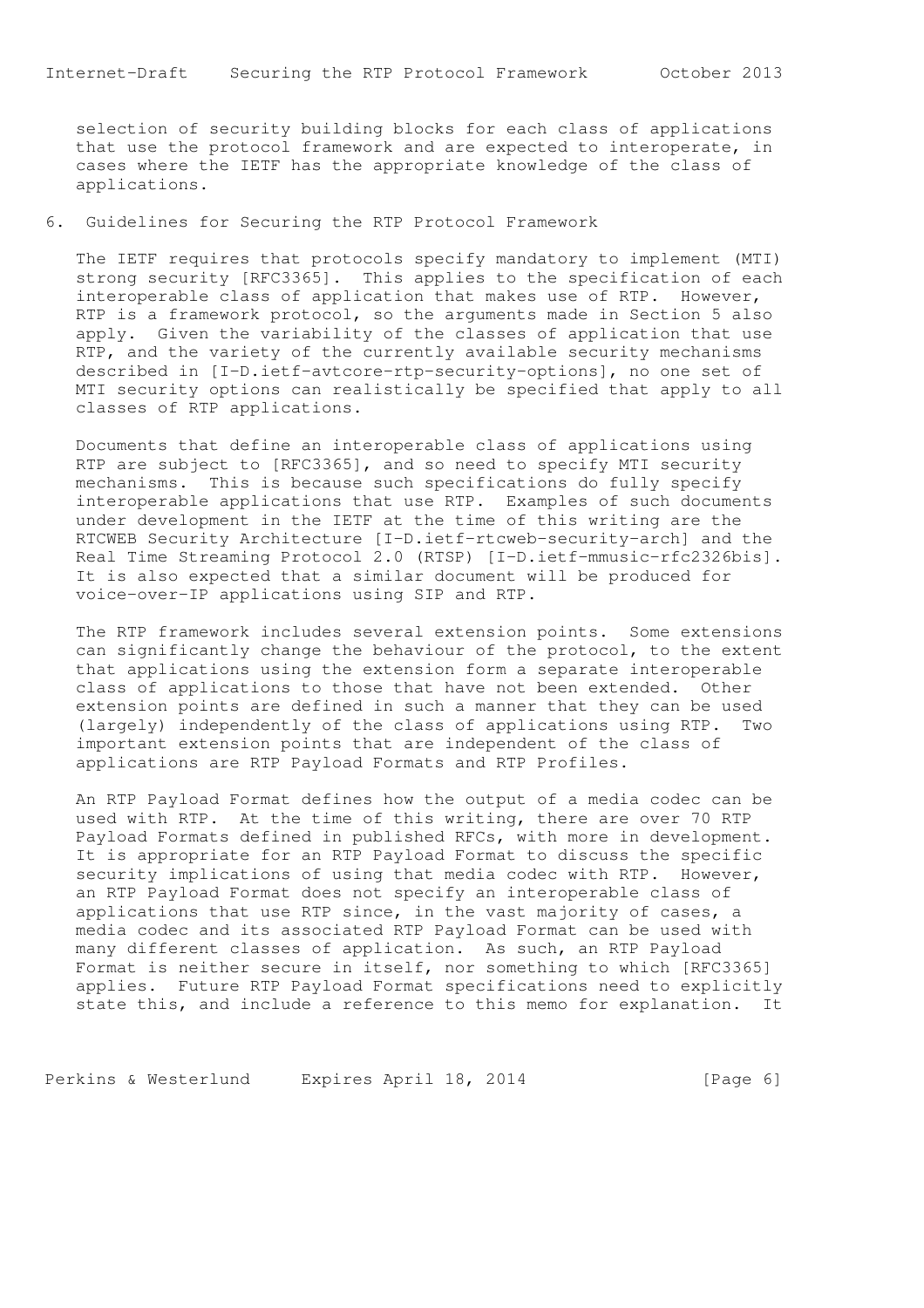selection of security building blocks for each class of applications that use the protocol framework and are expected to interoperate, in cases where the IETF has the appropriate knowledge of the class of applications.

## 6. Guidelines for Securing the RTP Protocol Framework

The IETF requires that protocols specify mandatory to implement (MTI) strong security [RFC3365]. This applies to the specification of each interoperable class of application that makes use of RTP. However, RTP is a framework protocol, so the arguments made in Section 5 also apply. Given the variability of the classes of application that use RTP, and the variety of the currently available security mechanisms described in [I-D.ietf-avtcore-rtp-security-options], no one set of MTI security options can realistically be specified that apply to all classes of RTP applications.

Documents that define an interoperable class of applications using RTP are subject to [RFC3365], and so need to specify MTI security mechanisms. This is because such specifications do fully specify interoperable applications that use RTP. Examples of such documents under development in the IETF at the time of this writing are the RTCWEB Security Architecture [I-D.ietf-rtcweb-security-arch] and the Real Time Streaming Protocol 2.0 (RTSP) [I-D.ietf-mmusic-rfc2326bis]. It is also expected that a similar document will be produced for voice-over-IP applications using SIP and RTP.

The RTP framework includes several extension points. Some extensions can significantly change the behaviour of the protocol, to the extent that applications using the extension form a separate interoperable class of applications to those that have not been extended. Other extension points are defined in such a manner that they can be used (largely) independently of the class of applications using RTP. Two important extension points that are independent of the class of applications are RTP Payload Formats and RTP Profiles.

An RTP Payload Format defines how the output of a media codec can be used with RTP. At the time of this writing, there are over 70 RTP Payload Formats defined in published RFCs, with more in development. It is appropriate for an RTP Payload Format to discuss the specific security implications of using that media codec with RTP. However, an RTP Payload Format does not specify an interoperable class of applications that use RTP since, in the vast majority of cases, a media codec and its associated RTP Payload Format can be used with many different classes of application. As such, an RTP Payload Format is neither secure in itself, nor something to which [RFC3365] applies. Future RTP Payload Format specifications need to explicitly state this, and include a reference to this memo for explanation. It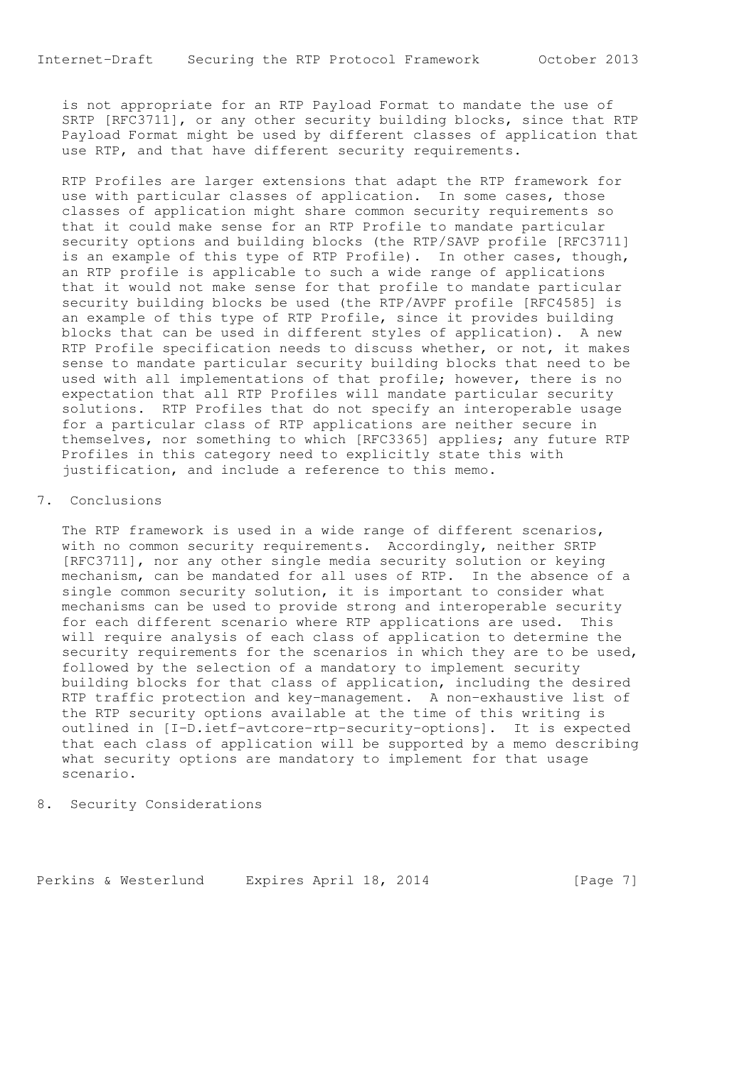is not appropriate for an RTP Payload Format to mandate the use of SRTP [RFC3711], or any other security building blocks, since that RTP Payload Format might be used by different classes of application that use RTP, and that have different security requirements.

RTP Profiles are larger extensions that adapt the RTP framework for use with particular classes of application. In some cases, those classes of application might share common security requirements so that it could make sense for an RTP Profile to mandate particular security options and building blocks (the RTP/SAVP profile [RFC3711] is an example of this type of RTP Profile). In other cases, though, an RTP profile is applicable to such a wide range of applications that it would not make sense for that profile to mandate particular security building blocks be used (the RTP/AVPF profile [RFC4585] is an example of this type of RTP Profile, since it provides building blocks that can be used in different styles of application). A new RTP Profile specification needs to discuss whether, or not, it makes sense to mandate particular security building blocks that need to be used with all implementations of that profile; however, there is no expectation that all RTP Profiles will mandate particular security solutions. RTP Profiles that do not specify an interoperable usage for a particular class of RTP applications are neither secure in themselves, nor something to which [RFC3365] applies; any future RTP Profiles in this category need to explicitly state this with justification, and include a reference to this memo.

## 7. Conclusions

The RTP framework is used in a wide range of different scenarios, with no common security requirements. Accordingly, neither SRTP [RFC3711], nor any other single media security solution or keying mechanism, can be mandated for all uses of RTP. In the absence of a single common security solution, it is important to consider what mechanisms can be used to provide strong and interoperable security for each different scenario where RTP applications are used. This will require analysis of each class of application to determine the security requirements for the scenarios in which they are to be used, followed by the selection of a mandatory to implement security building blocks for that class of application, including the desired RTP traffic protection and key-management. A non-exhaustive list of the RTP security options available at the time of this writing is outlined in [I-D.ietf-avtcore-rtp-security-options]. It is expected that each class of application will be supported by a memo describing what security options are mandatory to implement for that usage scenario.

## 8. Security Considerations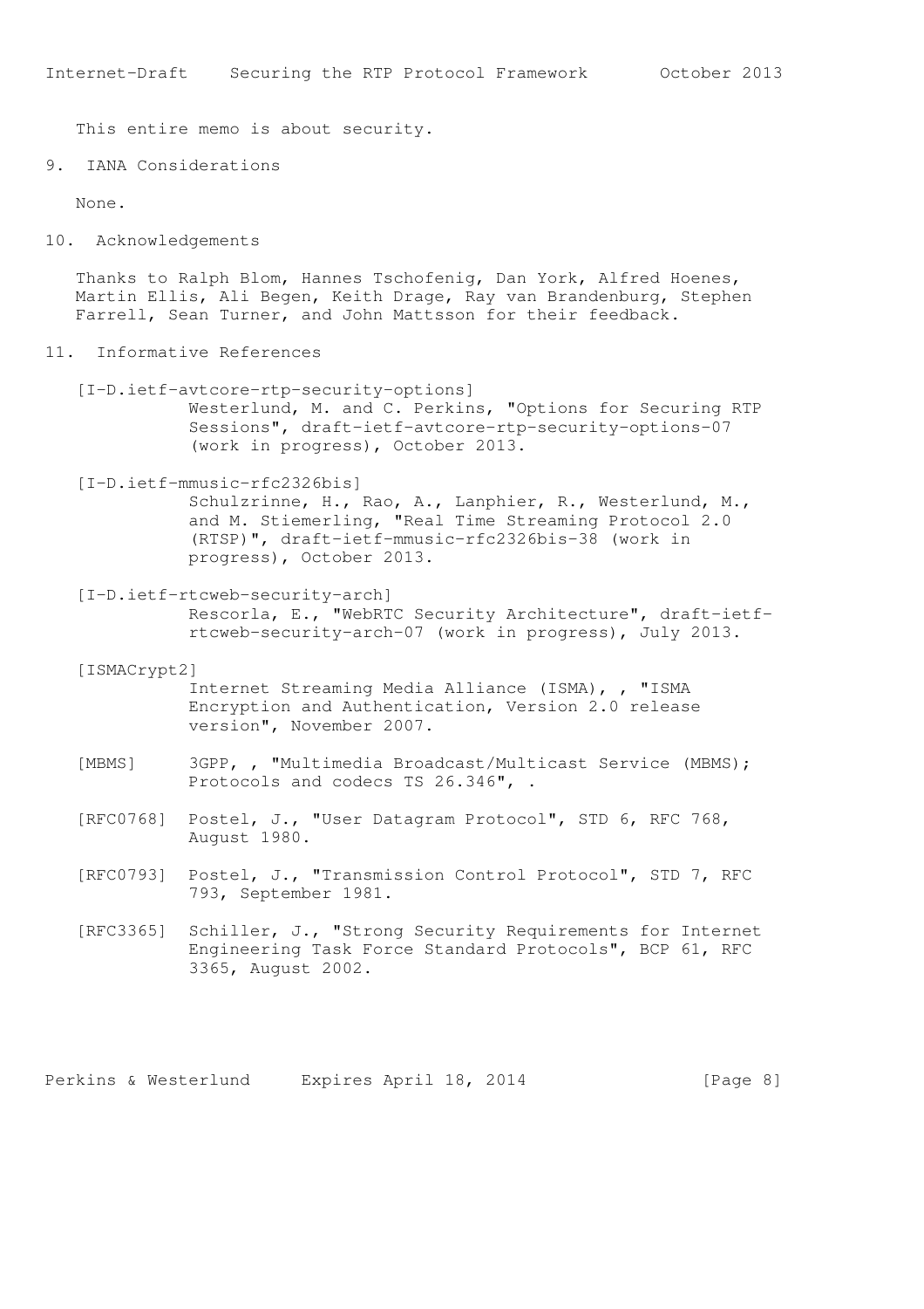This entire memo is about security.

## 9. IANA Considerations

None.

## 10. Acknowledgements

Thanks to Ralph Blom, Hannes Tschofenig, Dan York, Alfred Hoenes, Martin Ellis, Ali Begen, Keith Drage, Ray van Brandenburg, Stephen Farrell, Sean Turner, and John Mattsson for their feedback.

## 11. Informative References

[I-D.ietf-avtcore-rtp-security-options]
Westerlund, M. and C. Perkins, "Options for Securing RTP Sessions", draft-ietf-avtcore-rtp-security-options-07 (work in progress), October 2013.

[I-D.ietf-mmusic-rfc2326bis]
Schulzrinne, H., Rao, A., Lanphier, R., Westerlund, M., and M. Stiemerling, "Real Time Streaming Protocol 2.0 (RTSP)", draft-ietf-mmusic-rfc2326bis-38 (work in progress), October 2013.

[I-D.ietf-rtcweb-security-arch]
Rescorla, E., "WebRTC Security Architecture", draft-ietf-rtcweb-security-arch-07 (work in progress), July 2013.

[ISMACrypt2]
Internet Streaming Media Alliance (ISMA), , "ISMA Encryption and Authentication, Version 2.0 release version", November 2007.

[MBMS] 3GPP, , "Multimedia Broadcast/Multicast Service (MBMS); Protocols and codecs TS 26.346", .

[RFC0768] Postel, J., "User Datagram Protocol", STD 6, RFC 768, August 1980.

[RFC0793] Postel, J., "Transmission Control Protocol", STD 7, RFC 793, September 1981.

[RFC3365] Schiller, J., "Strong Security Requirements for Internet Engineering Task Force Standard Protocols", BCP 61, RFC 3365, August 2002.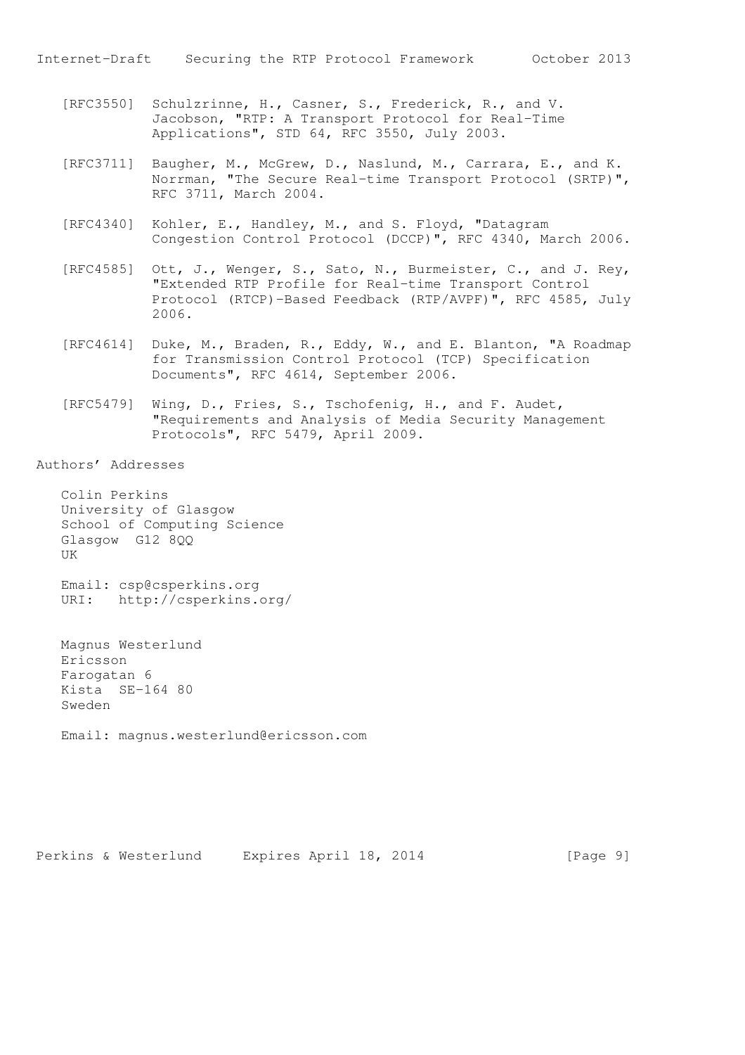[RFC3550] Schulzrinne, H., Casner, S., Frederick, R., and V. Jacobson, "RTP: A Transport Protocol for Real-Time Applications", STD 64, RFC 3550, July 2003.

[RFC3711] Baugher, M., McGrew, D., Naslund, M., Carrara, E., and K. Norrman, "The Secure Real-time Transport Protocol (SRTP)", RFC 3711, March 2004.

[RFC4340] Kohler, E., Handley, M., and S. Floyd, "Datagram Congestion Control Protocol (DCCP)", RFC 4340, March 2006.

[RFC4585] Ott, J., Wenger, S., Sato, N., Burmeister, C., and J. Rey, "Extended RTP Profile for Real-time Transport Control Protocol (RTCP)-Based Feedback (RTP/AVPF)", RFC 4585, July 2006.

[RFC4614] Duke, M., Braden, R., Eddy, W., and E. Blanton, "A Roadmap for Transmission Control Protocol (TCP) Specification Documents", RFC 4614, September 2006.

[RFC5479] Wing, D., Fries, S., Tschofenig, H., and F. Audet, "Requirements and Analysis of Media Security Management Protocols", RFC 5479, April 2009.

## Authors' Addresses

Colin Perkins
University of Glasgow
School of Computing Science
Glasgow G12 8QQ
UK

Email: csp@csperkins.org
URI: http://csperkins.org/

Magnus Westerlund
Ericsson
Farogatan 6
Kista SE-164 80
Sweden

Email: magnus.westerlund@ericsson.com